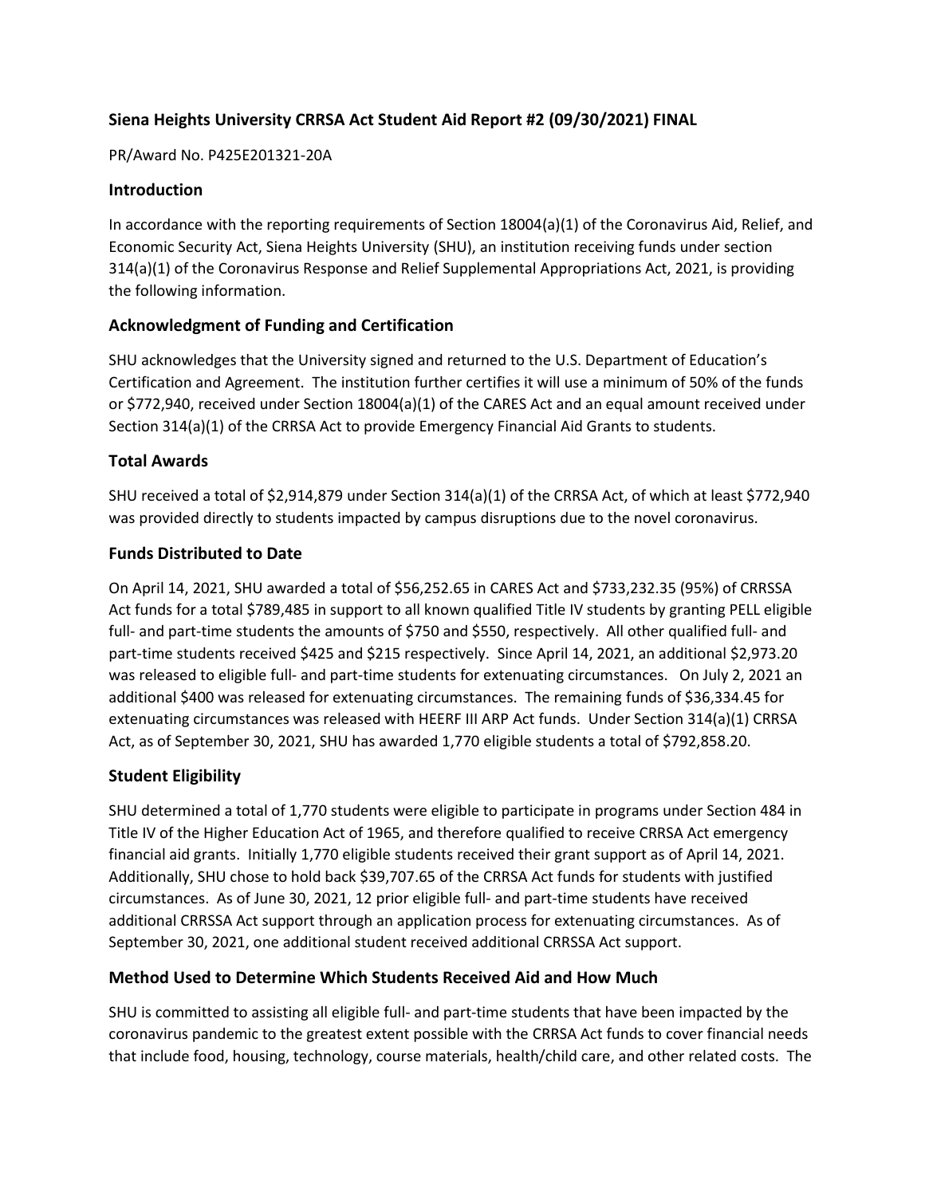## Siena Heights University CRRSA Act Student Aid Report #2 (09/30/2021) FINAL

PR/Award No. P425E201321-20A

### Introduction

In accordance with the reporting requirements of Section 18004(a)(1) of the Coronavirus Aid, Relief, and Economic Security Act, Siena Heights University (SHU), an institution receiving funds under section 314(a)(1) of the Coronavirus Response and Relief Supplemental Appropriations Act, 2021, is providing the following information.

### Acknowledgment of Funding and Certification

SHU acknowledges that the University signed and returned to the U.S. Department of Education's Certification and Agreement. The institution further certifies it will use a minimum of 50% of the funds or $772,940, received under Section 18004(a)(1) of the CARES Act and an equal amount received under Section 314(a)(1) of the CRRSA Act to provide Emergency Financial Aid Grants to students.

### Total Awards

SHU received a total of $2,914,879 under Section 314(a)(1) of the CRRSA Act, of which at least $772,940 was provided directly to students impacted by campus disruptions due to the novel coronavirus.

### Funds Distributed to Date

On April 14, 2021, SHU awarded a total of $56,252.65 in CARES Act and $733,232.35 (95%) of CRRSSA Act funds for a total $789,485 in support to all known qualified Title IV students by granting PELL eligible full- and part-time students the amounts of $750 and $550, respectively. All other qualified full- and part-time students received $425 and $215 respectively. Since April 14, 2021, an additional $2,973.20 was released to eligible full- and part-time students for extenuating circumstances. On July 2, 2021 an additional $400 was released for extenuating circumstances. The remaining funds of $36,334.45 for extenuating circumstances was released with HEERF III ARP Act funds. Under Section 314(a)(1) CRRSA Act, as of September 30, 2021, SHU has awarded 1,770 eligible students a total of $792,858.20.

### Student Eligibility

SHU determined a total of 1,770 students were eligible to participate in programs under Section 484 in Title IV of the Higher Education Act of 1965, and therefore qualified to receive CRRSA Act emergency financial aid grants. Initially 1,770 eligible students received their grant support as of April 14, 2021. Additionally, SHU chose to hold back $39,707.65 of the CRRSA Act funds for students with justified circumstances. As of June 30, 2021, 12 prior eligible full- and part-time students have received additional CRRSSA Act support through an application process for extenuating circumstances. As of September 30, 2021, one additional student received additional CRRSSA Act support.

### Method Used to Determine Which Students Received Aid and How Much

SHU is committed to assisting all eligible full- and part-time students that have been impacted by the coronavirus pandemic to the greatest extent possible with the CRRSA Act funds to cover financial needs that include food, housing, technology, course materials, health/child care, and other related costs. The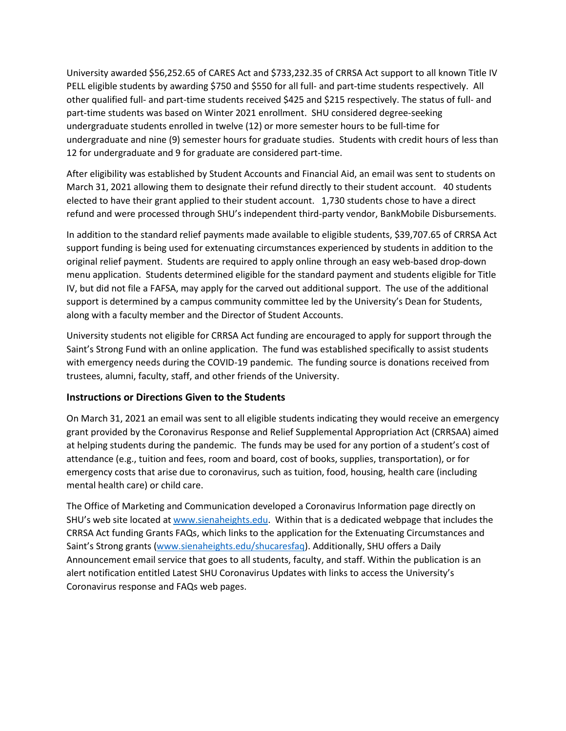University awarded $56,252.65 of CARES Act and $733,232.35 of CRRSA Act support to all known Title IV PELL eligible students by awarding $750 and $550 for all full- and part-time students respectively. All other qualified full- and part-time students received $425 and $215 respectively. The status of full- and part-time students was based on Winter 2021 enrollment. SHU considered degree-seeking undergraduate students enrolled in twelve (12) or more semester hours to be full-time for undergraduate and nine (9) semester hours for graduate studies. Students with credit hours of less than 12 for undergraduate and 9 for graduate are considered part-time.

After eligibility was established by Student Accounts and Financial Aid, an email was sent to students on March 31, 2021 allowing them to designate their refund directly to their student account. 40 students elected to have their grant applied to their student account. 1,730 students chose to have a direct refund and were processed through SHU's independent third-party vendor, BankMobile Disbursements.

In addition to the standard relief payments made available to eligible students, $39,707.65 of CRRSA Act support funding is being used for extenuating circumstances experienced by students in addition to the original relief payment. Students are required to apply online through an easy web-based drop-down menu application. Students determined eligible for the standard payment and students eligible for Title IV, but did not file a FAFSA, may apply for the carved out additional support. The use of the additional support is determined by a campus community committee led by the University's Dean for Students, along with a faculty member and the Director of Student Accounts.

University students not eligible for CRRSA Act funding are encouraged to apply for support through the Saint's Strong Fund with an online application. The fund was established specifically to assist students with emergency needs during the COVID-19 pandemic. The funding source is donations received from trustees, alumni, faculty, staff, and other friends of the University.

### Instructions or Directions Given to the Students

On March 31, 2021 an email was sent to all eligible students indicating they would receive an emergency grant provided by the Coronavirus Response and Relief Supplemental Appropriation Act (CRRSAA) aimed at helping students during the pandemic. The funds may be used for any portion of a student's cost of attendance (e.g., tuition and fees, room and board, cost of books, supplies, transportation), or for emergency costs that arise due to coronavirus, such as tuition, food, housing, health care (including mental health care) or child care.

The Office of Marketing and Communication developed a Coronavirus Information page directly on SHU's web site located at [www.sienaheights.edu](www.sienaheights.edu). Within that is a dedicated webpage that includes the CRRSA Act funding Grants FAQs, which links to the application for the Extenuating Circumstances and Saint's Strong grants ([www.sienaheights.edu/shucaresfaq](www.sienaheights.edu/shucaresfaq)). Additionally, SHU offers a Daily Announcement email service that goes to all students, faculty, and staff. Within the publication is an alert notification entitled Latest SHU Coronavirus Updates with links to access the University's Coronavirus response and FAQs web pages.